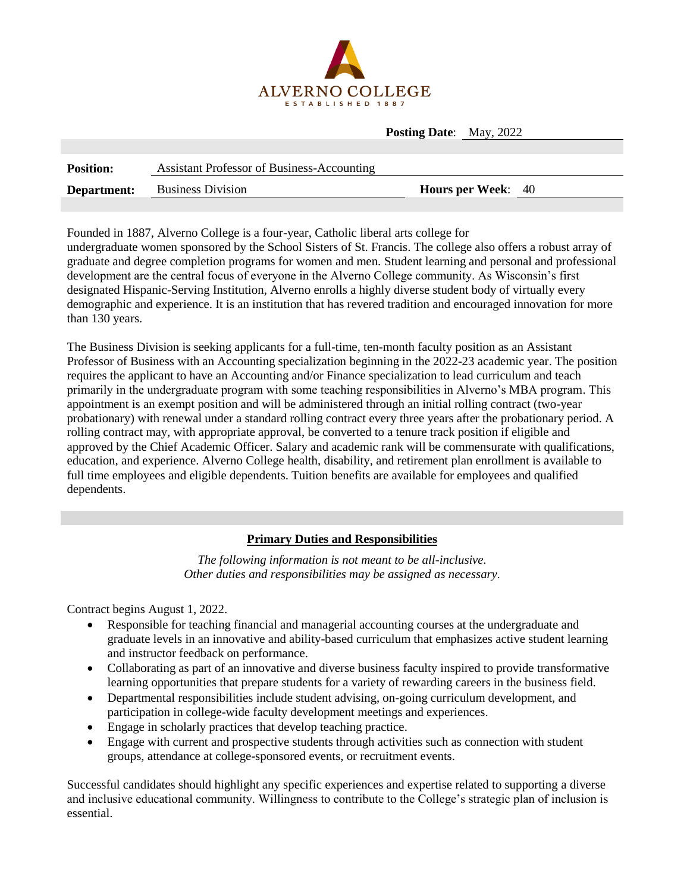**ALVERNO COLLEGE**
ESTABLISHED 1887

**Posting Date**: May, 2022

| | | | |
|---|---|---|---|
| **Position:** | Assistant Professor of Business-Accounting | | |
| **Department:** | Business Division | **Hours per Week**: | 40 |

Founded in 1887, Alverno College is a four-year, Catholic liberal arts college for undergraduate women sponsored by the School Sisters of St. Francis. The college also offers a robust array of graduate and degree completion programs for women and men. Student learning and personal and professional development are the central focus of everyone in the Alverno College community. As Wisconsin's first designated Hispanic-Serving Institution, Alverno enrolls a highly diverse student body of virtually every demographic and experience. It is an institution that has revered tradition and encouraged innovation for more than 130 years.

The Business Division is seeking applicants for a full-time, ten-month faculty position as an Assistant Professor of Business with an Accounting specialization beginning in the 2022-23 academic year. The position requires the applicant to have an Accounting and/or Finance specialization to lead curriculum and teach primarily in the undergraduate program with some teaching responsibilities in Alverno's MBA program. This appointment is an exempt position and will be administered through an initial rolling contract (two-year probationary) with renewal under a standard rolling contract every three years after the probationary period. A rolling contract may, with appropriate approval, be converted to a tenure track position if eligible and approved by the Chief Academic Officer. Salary and academic rank will be commensurate with qualifications, education, and experience. Alverno College health, disability, and retirement plan enrollment is available to full time employees and eligible dependents. Tuition benefits are available for employees and qualified dependents.

## Primary Duties and Responsibilities

*The following information is not meant to be all-inclusive.*
*Other duties and responsibilities may be assigned as necessary.*

Contract begins August 1, 2022.

- Responsible for teaching financial and managerial accounting courses at the undergraduate and graduate levels in an innovative and ability-based curriculum that emphasizes active student learning and instructor feedback on performance.
- Collaborating as part of an innovative and diverse business faculty inspired to provide transformative learning opportunities that prepare students for a variety of rewarding careers in the business field.
- Departmental responsibilities include student advising, on-going curriculum development, and participation in college-wide faculty development meetings and experiences.
- Engage in scholarly practices that develop teaching practice.
- Engage with current and prospective students through activities such as connection with student groups, attendance at college-sponsored events, or recruitment events.

Successful candidates should highlight any specific experiences and expertise related to supporting a diverse and inclusive educational community. Willingness to contribute to the College's strategic plan of inclusion is essential.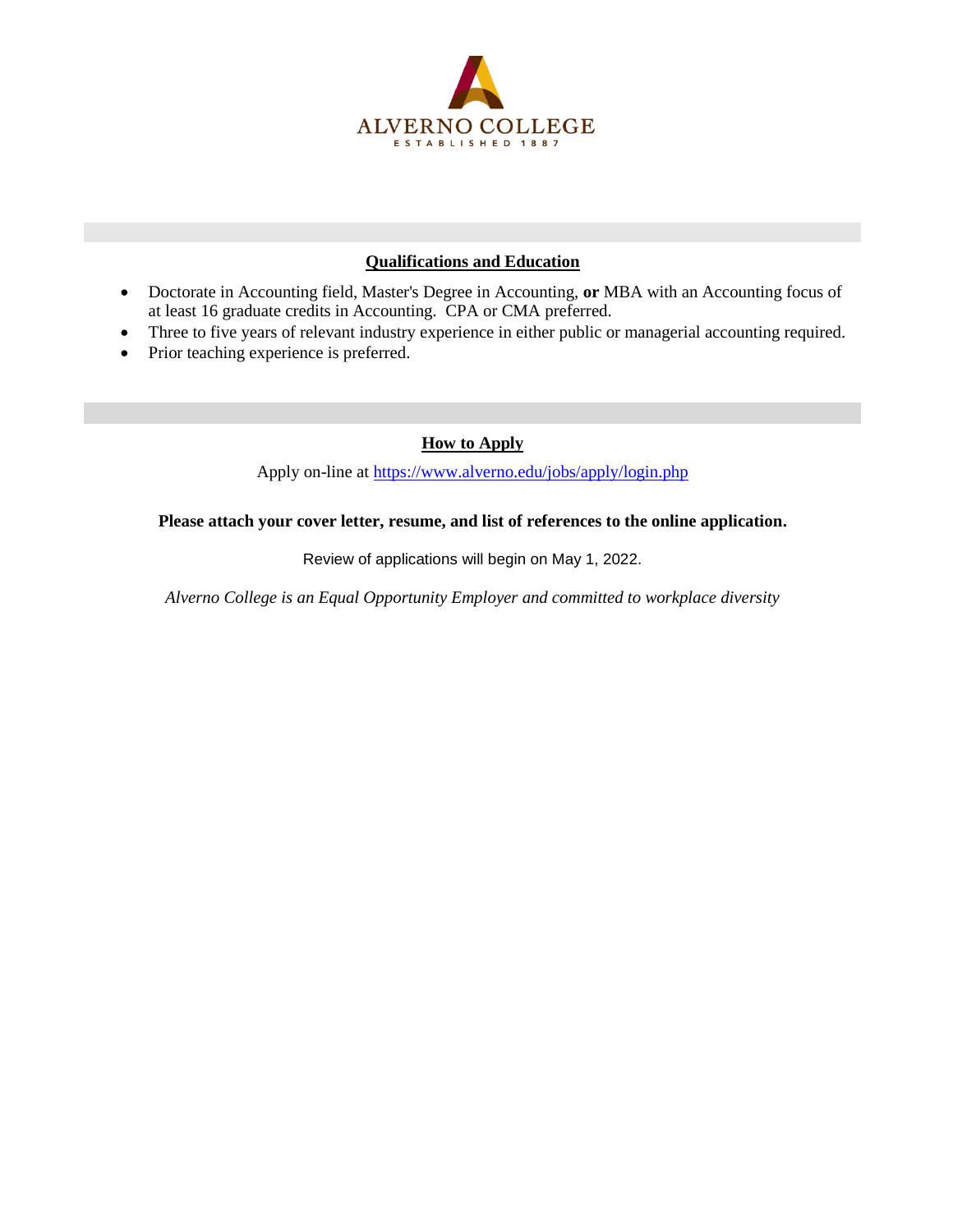ALVERNO COLLEGE
ESTABLISHED 1887

## Qualifications and Education

- Doctorate in Accounting field, Master's Degree in Accounting, **or** MBA with an Accounting focus of at least 16 graduate credits in Accounting. CPA or CMA preferred.
- Three to five years of relevant industry experience in either public or managerial accounting required.
- Prior teaching experience is preferred.

## How to Apply

Apply on-line at https://www.alverno.edu/jobs/apply/login.php

**Please attach your cover letter, resume, and list of references to the online application.**

Review of applications will begin on May 1, 2022.

*Alverno College is an Equal Opportunity Employer and committed to workplace diversity*